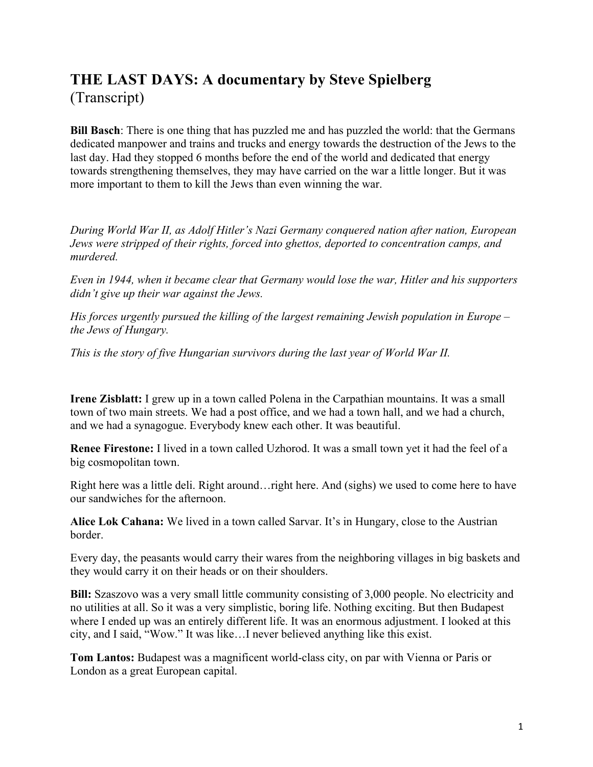## THE LAST DAYS: A documentary by Steve Spielberg
(Transcript)

**Bill Basch**: There is one thing that has puzzled me and has puzzled the world: that the Germans dedicated manpower and trains and trucks and energy towards the destruction of the Jews to the last day. Had they stopped 6 months before the end of the world and dedicated that energy towards strengthening themselves, they may have carried on the war a little longer. But it was more important to them to kill the Jews than even winning the war.

*During World War II, as Adolf Hitler's Nazi Germany conquered nation after nation, European Jews were stripped of their rights, forced into ghettos, deported to concentration camps, and murdered.*

*Even in 1944, when it became clear that Germany would lose the war, Hitler and his supporters didn't give up their war against the Jews.*

*His forces urgently pursued the killing of the largest remaining Jewish population in Europe – the Jews of Hungary.*

*This is the story of five Hungarian survivors during the last year of World War II.*

**Irene Zisblatt:** I grew up in a town called Polena in the Carpathian mountains. It was a small town of two main streets. We had a post office, and we had a town hall, and we had a church, and we had a synagogue. Everybody knew each other. It was beautiful.

**Renee Firestone:** I lived in a town called Uzhorod. It was a small town yet it had the feel of a big cosmopolitan town.

Right here was a little deli. Right around…right here. And (sighs) we used to come here to have our sandwiches for the afternoon.

**Alice Lok Cahana:** We lived in a town called Sarvar. It's in Hungary, close to the Austrian border.

Every day, the peasants would carry their wares from the neighboring villages in big baskets and they would carry it on their heads or on their shoulders.

**Bill:** Szaszovo was a very small little community consisting of 3,000 people. No electricity and no utilities at all. So it was a very simplistic, boring life. Nothing exciting. But then Budapest where I ended up was an entirely different life. It was an enormous adjustment. I looked at this city, and I said, "Wow." It was like…I never believed anything like this exist.

**Tom Lantos:** Budapest was a magnificent world-class city, on par with Vienna or Paris or London as a great European capital.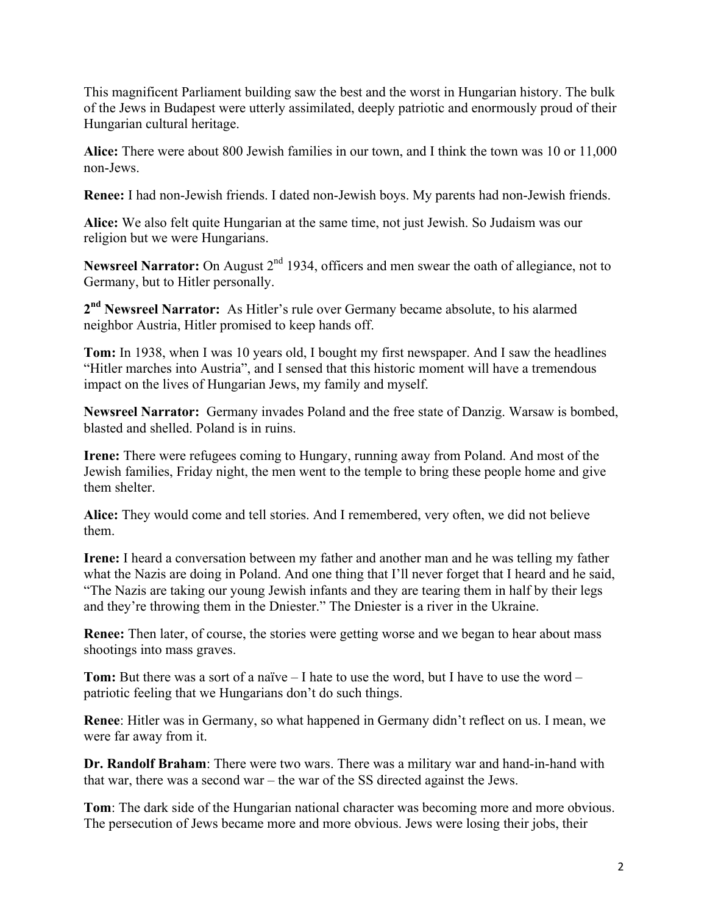This magnificent Parliament building saw the best and the worst in Hungarian history. The bulk of the Jews in Budapest were utterly assimilated, deeply patriotic and enormously proud of their Hungarian cultural heritage.

**Alice:** There were about 800 Jewish families in our town, and I think the town was 10 or 11,000 non-Jews.

**Renee:** I had non-Jewish friends. I dated non-Jewish boys. My parents had non-Jewish friends.

**Alice:** We also felt quite Hungarian at the same time, not just Jewish. So Judaism was our religion but we were Hungarians.

**Newsreel Narrator:** On August 2nd 1934, officers and men swear the oath of allegiance, not to Germany, but to Hitler personally.

**2nd Newsreel Narrator:** As Hitler's rule over Germany became absolute, to his alarmed neighbor Austria, Hitler promised to keep hands off.

**Tom:** In 1938, when I was 10 years old, I bought my first newspaper. And I saw the headlines "Hitler marches into Austria", and I sensed that this historic moment will have a tremendous impact on the lives of Hungarian Jews, my family and myself.

**Newsreel Narrator:** Germany invades Poland and the free state of Danzig. Warsaw is bombed, blasted and shelled. Poland is in ruins.

**Irene:** There were refugees coming to Hungary, running away from Poland. And most of the Jewish families, Friday night, the men went to the temple to bring these people home and give them shelter.

**Alice:** They would come and tell stories. And I remembered, very often, we did not believe them.

**Irene:** I heard a conversation between my father and another man and he was telling my father what the Nazis are doing in Poland. And one thing that I'll never forget that I heard and he said, "The Nazis are taking our young Jewish infants and they are tearing them in half by their legs and they're throwing them in the Dniester." The Dniester is a river in the Ukraine.

**Renee:** Then later, of course, the stories were getting worse and we began to hear about mass shootings into mass graves.

**Tom:** But there was a sort of a naïve – I hate to use the word, but I have to use the word – patriotic feeling that we Hungarians don't do such things.

**Renee**: Hitler was in Germany, so what happened in Germany didn't reflect on us. I mean, we were far away from it.

**Dr. Randolf Braham**: There were two wars. There was a military war and hand-in-hand with that war, there was a second war – the war of the SS directed against the Jews.

**Tom**: The dark side of the Hungarian national character was becoming more and more obvious. The persecution of Jews became more and more obvious. Jews were losing their jobs, their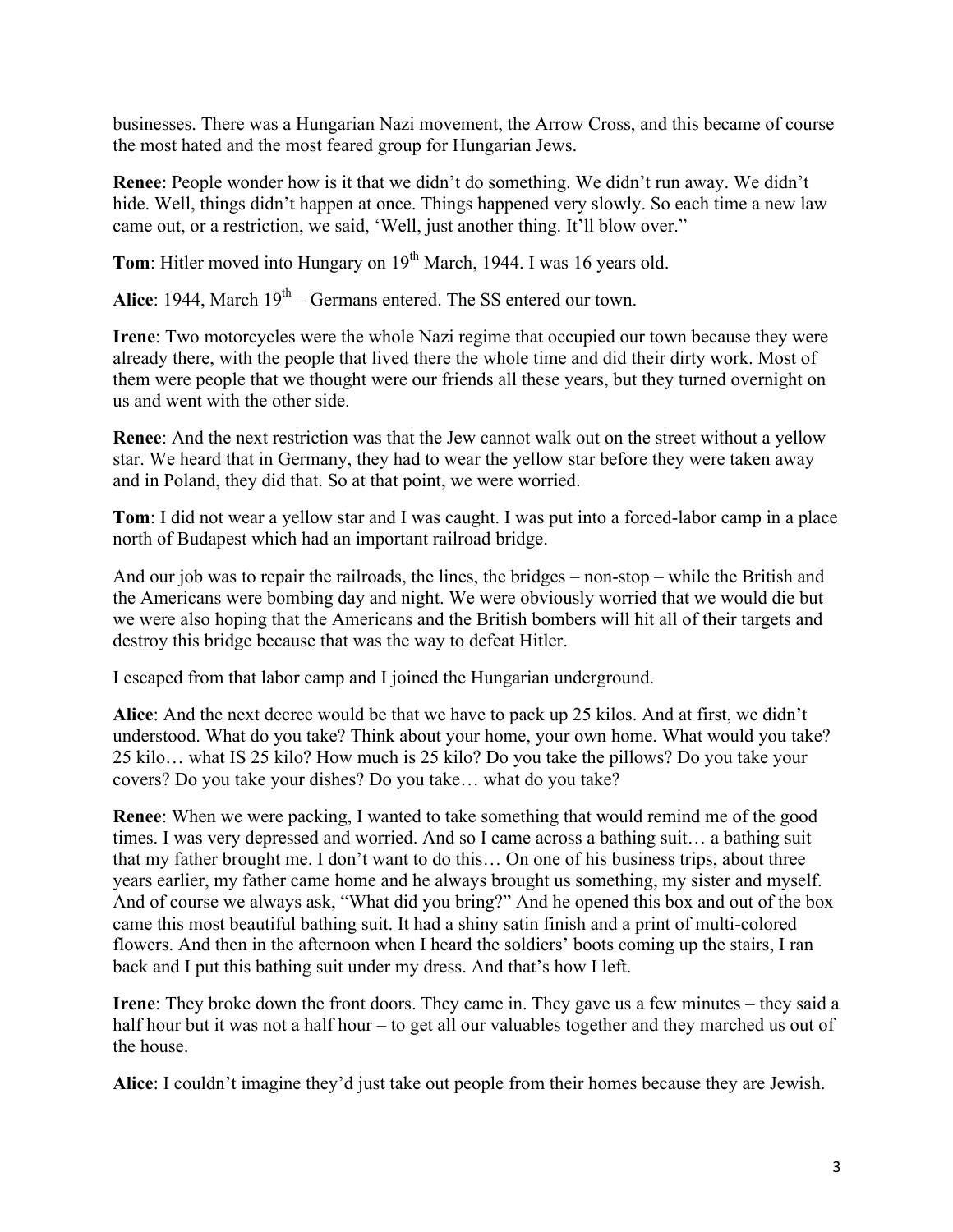businesses. There was a Hungarian Nazi movement, the Arrow Cross, and this became of course the most hated and the most feared group for Hungarian Jews.

**Renee**: People wonder how is it that we didn't do something. We didn't run away. We didn't hide. Well, things didn't happen at once. Things happened very slowly. So each time a new law came out, or a restriction, we said, 'Well, just another thing. It'll blow over."

**Tom**: Hitler moved into Hungary on 19th March, 1944. I was 16 years old.

**Alice**: 1944, March 19th – Germans entered. The SS entered our town.

**Irene**: Two motorcycles were the whole Nazi regime that occupied our town because they were already there, with the people that lived there the whole time and did their dirty work. Most of them were people that we thought were our friends all these years, but they turned overnight on us and went with the other side.

**Renee**: And the next restriction was that the Jew cannot walk out on the street without a yellow star. We heard that in Germany, they had to wear the yellow star before they were taken away and in Poland, they did that. So at that point, we were worried.

**Tom**: I did not wear a yellow star and I was caught. I was put into a forced-labor camp in a place north of Budapest which had an important railroad bridge.

And our job was to repair the railroads, the lines, the bridges – non-stop – while the British and the Americans were bombing day and night. We were obviously worried that we would die but we were also hoping that the Americans and the British bombers will hit all of their targets and destroy this bridge because that was the way to defeat Hitler.

I escaped from that labor camp and I joined the Hungarian underground.

**Alice**: And the next decree would be that we have to pack up 25 kilos. And at first, we didn't understood. What do you take? Think about your home, your own home. What would you take? 25 kilo… what IS 25 kilo? How much is 25 kilo? Do you take the pillows? Do you take your covers? Do you take your dishes? Do you take… what do you take?

**Renee**: When we were packing, I wanted to take something that would remind me of the good times. I was very depressed and worried. And so I came across a bathing suit… a bathing suit that my father brought me. I don't want to do this… On one of his business trips, about three years earlier, my father came home and he always brought us something, my sister and myself. And of course we always ask, "What did you bring?" And he opened this box and out of the box came this most beautiful bathing suit. It had a shiny satin finish and a print of multi-colored flowers. And then in the afternoon when I heard the soldiers' boots coming up the stairs, I ran back and I put this bathing suit under my dress. And that's how I left.

**Irene**: They broke down the front doors. They came in. They gave us a few minutes – they said a half hour but it was not a half hour – to get all our valuables together and they marched us out of the house.

**Alice**: I couldn't imagine they'd just take out people from their homes because they are Jewish.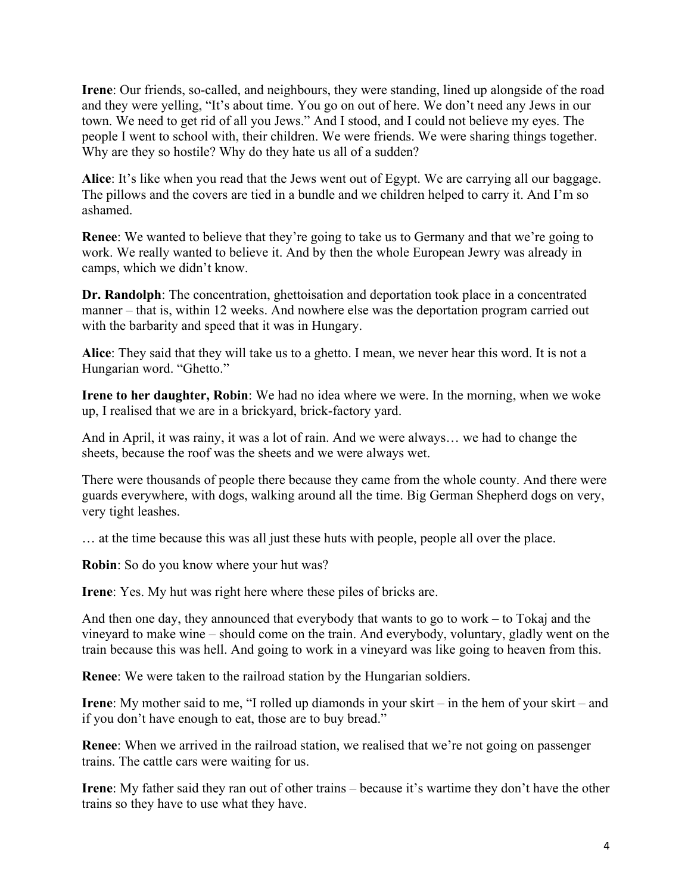**Irene**: Our friends, so-called, and neighbours, they were standing, lined up alongside of the road and they were yelling, "It's about time. You go on out of here. We don't need any Jews in our town. We need to get rid of all you Jews." And I stood, and I could not believe my eyes. The people I went to school with, their children. We were friends. We were sharing things together. Why are they so hostile? Why do they hate us all of a sudden?

**Alice**: It's like when you read that the Jews went out of Egypt. We are carrying all our baggage. The pillows and the covers are tied in a bundle and we children helped to carry it. And I'm so ashamed.

**Renee**: We wanted to believe that they're going to take us to Germany and that we're going to work. We really wanted to believe it. And by then the whole European Jewry was already in camps, which we didn't know.

**Dr. Randolph**: The concentration, ghettoisation and deportation took place in a concentrated manner – that is, within 12 weeks. And nowhere else was the deportation program carried out with the barbarity and speed that it was in Hungary.

**Alice**: They said that they will take us to a ghetto. I mean, we never hear this word. It is not a Hungarian word. "Ghetto."

**Irene to her daughter, Robin**: We had no idea where we were. In the morning, when we woke up, I realised that we are in a brickyard, brick-factory yard.

And in April, it was rainy, it was a lot of rain. And we were always… we had to change the sheets, because the roof was the sheets and we were always wet.

There were thousands of people there because they came from the whole county. And there were guards everywhere, with dogs, walking around all the time. Big German Shepherd dogs on very, very tight leashes.

… at the time because this was all just these huts with people, people all over the place.

**Robin**: So do you know where your hut was?

**Irene**: Yes. My hut was right here where these piles of bricks are.

And then one day, they announced that everybody that wants to go to work – to Tokaj and the vineyard to make wine – should come on the train. And everybody, voluntary, gladly went on the train because this was hell. And going to work in a vineyard was like going to heaven from this.

**Renee**: We were taken to the railroad station by the Hungarian soldiers.

**Irene**: My mother said to me, "I rolled up diamonds in your skirt – in the hem of your skirt – and if you don't have enough to eat, those are to buy bread."

**Renee**: When we arrived in the railroad station, we realised that we're not going on passenger trains. The cattle cars were waiting for us.

**Irene**: My father said they ran out of other trains – because it's wartime they don't have the other trains so they have to use what they have.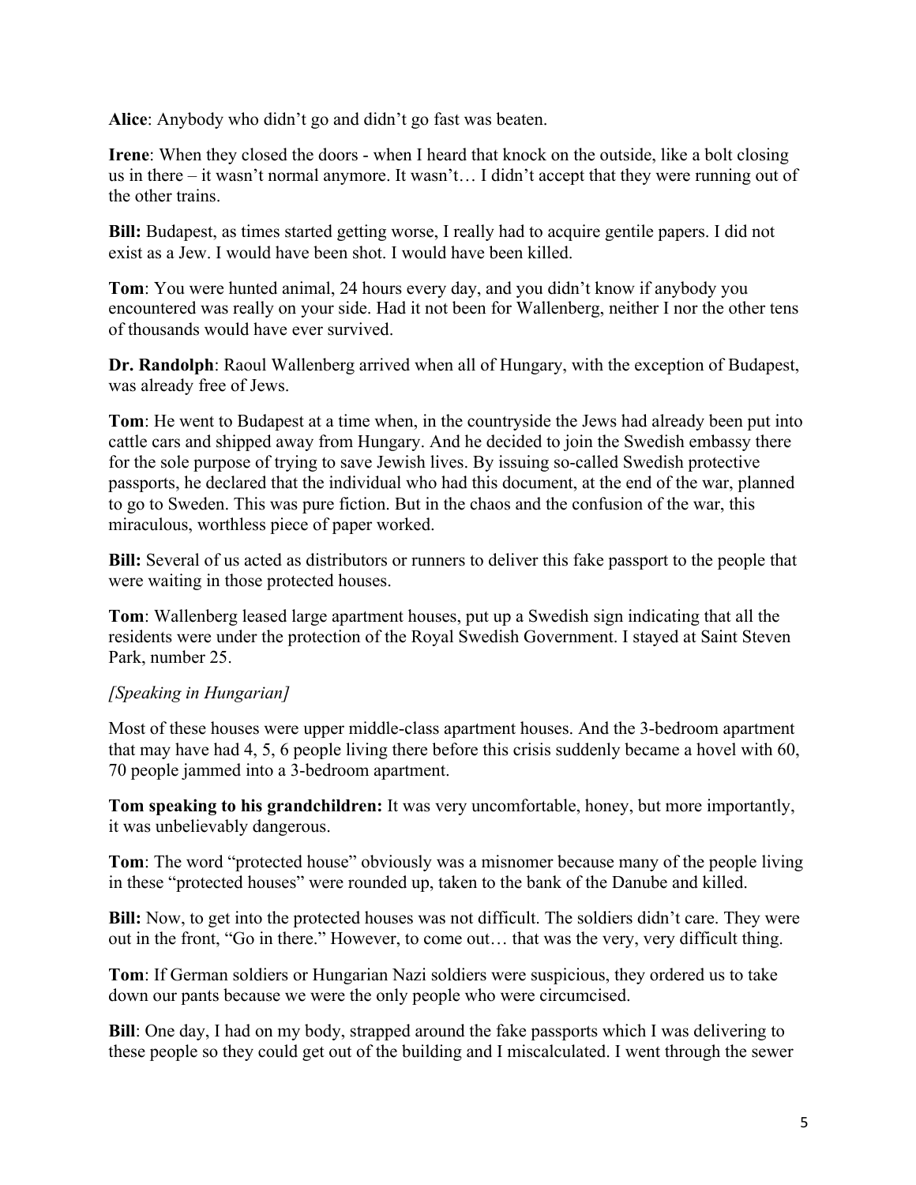**Alice**: Anybody who didn't go and didn't go fast was beaten.

**Irene**: When they closed the doors - when I heard that knock on the outside, like a bolt closing us in there – it wasn't normal anymore. It wasn't… I didn't accept that they were running out of the other trains.

**Bill:** Budapest, as times started getting worse, I really had to acquire gentile papers. I did not exist as a Jew. I would have been shot. I would have been killed.

**Tom**: You were hunted animal, 24 hours every day, and you didn't know if anybody you encountered was really on your side. Had it not been for Wallenberg, neither I nor the other tens of thousands would have ever survived.

**Dr. Randolph**: Raoul Wallenberg arrived when all of Hungary, with the exception of Budapest, was already free of Jews.

**Tom**: He went to Budapest at a time when, in the countryside the Jews had already been put into cattle cars and shipped away from Hungary. And he decided to join the Swedish embassy there for the sole purpose of trying to save Jewish lives. By issuing so-called Swedish protective passports, he declared that the individual who had this document, at the end of the war, planned to go to Sweden. This was pure fiction. But in the chaos and the confusion of the war, this miraculous, worthless piece of paper worked.

**Bill:** Several of us acted as distributors or runners to deliver this fake passport to the people that were waiting in those protected houses.

**Tom**: Wallenberg leased large apartment houses, put up a Swedish sign indicating that all the residents were under the protection of the Royal Swedish Government. I stayed at Saint Steven Park, number 25.

*[Speaking in Hungarian]*

Most of these houses were upper middle-class apartment houses. And the 3-bedroom apartment that may have had 4, 5, 6 people living there before this crisis suddenly became a hovel with 60, 70 people jammed into a 3-bedroom apartment.

**Tom speaking to his grandchildren:** It was very uncomfortable, honey, but more importantly, it was unbelievably dangerous.

**Tom**: The word "protected house" obviously was a misnomer because many of the people living in these "protected houses" were rounded up, taken to the bank of the Danube and killed.

**Bill:** Now, to get into the protected houses was not difficult. The soldiers didn't care. They were out in the front, "Go in there." However, to come out… that was the very, very difficult thing.

**Tom**: If German soldiers or Hungarian Nazi soldiers were suspicious, they ordered us to take down our pants because we were the only people who were circumcised.

**Bill**: One day, I had on my body, strapped around the fake passports which I was delivering to these people so they could get out of the building and I miscalculated. I went through the sewer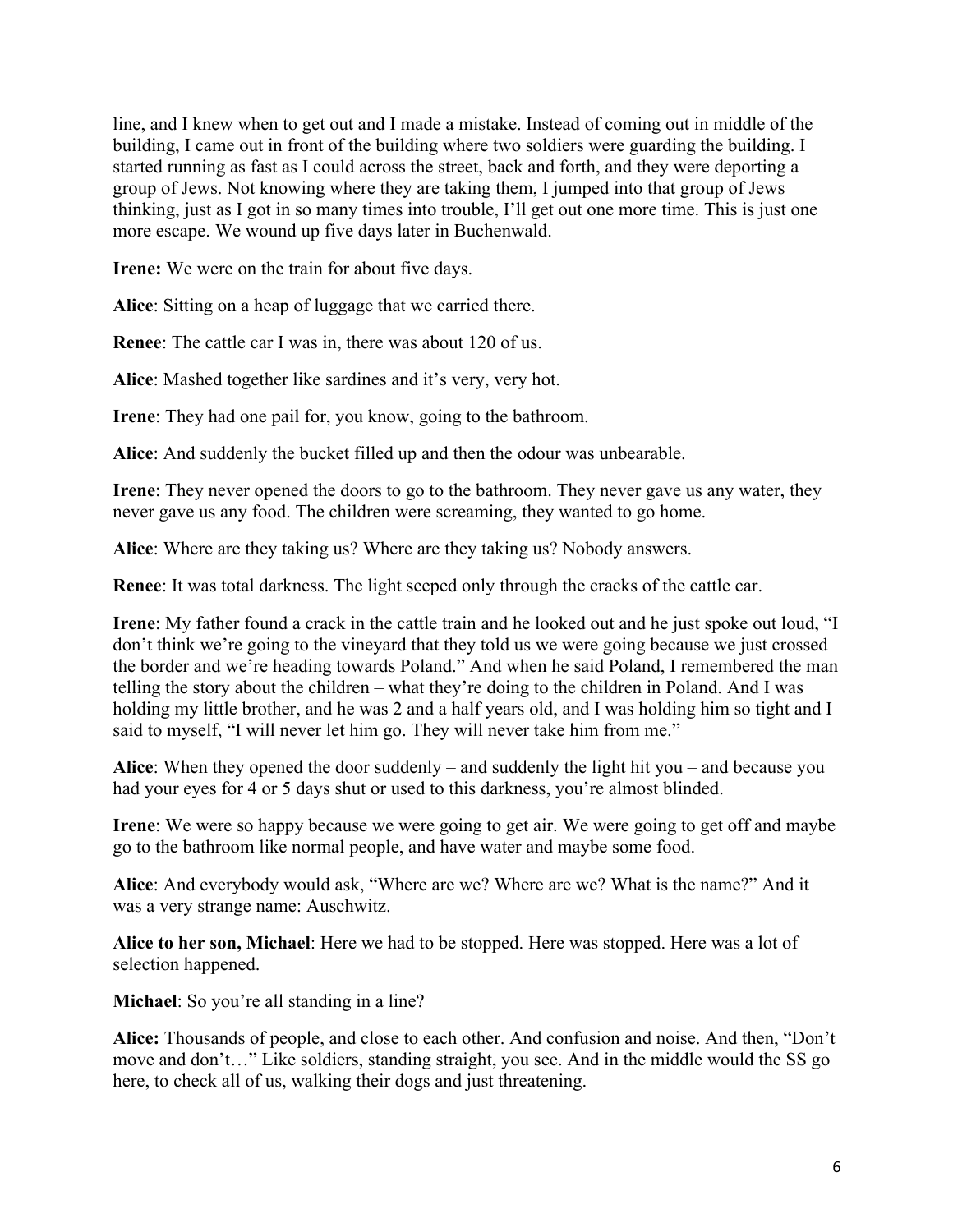line, and I knew when to get out and I made a mistake. Instead of coming out in middle of the building, I came out in front of the building where two soldiers were guarding the building. I started running as fast as I could across the street, back and forth, and they were deporting a group of Jews. Not knowing where they are taking them, I jumped into that group of Jews thinking, just as I got in so many times into trouble, I'll get out one more time. This is just one more escape. We wound up five days later in Buchenwald.

**Irene:** We were on the train for about five days.

**Alice**: Sitting on a heap of luggage that we carried there.

**Renee**: The cattle car I was in, there was about 120 of us.

**Alice**: Mashed together like sardines and it's very, very hot.

**Irene**: They had one pail for, you know, going to the bathroom.

**Alice**: And suddenly the bucket filled up and then the odour was unbearable.

**Irene**: They never opened the doors to go to the bathroom. They never gave us any water, they never gave us any food. The children were screaming, they wanted to go home.

**Alice**: Where are they taking us? Where are they taking us? Nobody answers.

**Renee**: It was total darkness. The light seeped only through the cracks of the cattle car.

**Irene**: My father found a crack in the cattle train and he looked out and he just spoke out loud, "I don't think we're going to the vineyard that they told us we were going because we just crossed the border and we're heading towards Poland." And when he said Poland, I remembered the man telling the story about the children – what they're doing to the children in Poland. And I was holding my little brother, and he was 2 and a half years old, and I was holding him so tight and I said to myself, "I will never let him go. They will never take him from me."

**Alice**: When they opened the door suddenly – and suddenly the light hit you – and because you had your eyes for 4 or 5 days shut or used to this darkness, you're almost blinded.

**Irene**: We were so happy because we were going to get air. We were going to get off and maybe go to the bathroom like normal people, and have water and maybe some food.

**Alice**: And everybody would ask, "Where are we? Where are we? What is the name?" And it was a very strange name: Auschwitz.

**Alice to her son, Michael**: Here we had to be stopped. Here was stopped. Here was a lot of selection happened.

**Michael**: So you're all standing in a line?

**Alice:** Thousands of people, and close to each other. And confusion and noise. And then, "Don't move and don't…" Like soldiers, standing straight, you see. And in the middle would the SS go here, to check all of us, walking their dogs and just threatening.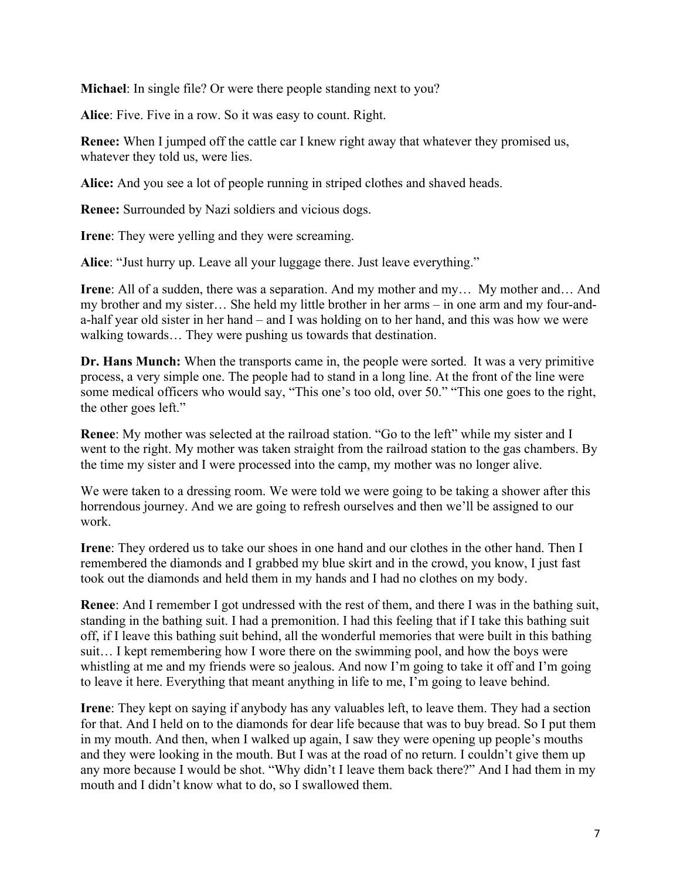**Michael**: In single file? Or were there people standing next to you?

**Alice**: Five. Five in a row. So it was easy to count. Right.

**Renee:** When I jumped off the cattle car I knew right away that whatever they promised us, whatever they told us, were lies.

**Alice:** And you see a lot of people running in striped clothes and shaved heads.

**Renee:** Surrounded by Nazi soldiers and vicious dogs.

**Irene**: They were yelling and they were screaming.

**Alice**: "Just hurry up. Leave all your luggage there. Just leave everything."

**Irene**: All of a sudden, there was a separation. And my mother and my… My mother and… And my brother and my sister… She held my little brother in her arms – in one arm and my four-and-a-half year old sister in her hand – and I was holding on to her hand, and this was how we were walking towards… They were pushing us towards that destination.

**Dr. Hans Munch:** When the transports came in, the people were sorted. It was a very primitive process, a very simple one. The people had to stand in a long line. At the front of the line were some medical officers who would say, "This one's too old, over 50." "This one goes to the right, the other goes left."

**Renee**: My mother was selected at the railroad station. "Go to the left" while my sister and I went to the right. My mother was taken straight from the railroad station to the gas chambers. By the time my sister and I were processed into the camp, my mother was no longer alive.

We were taken to a dressing room. We were told we were going to be taking a shower after this horrendous journey. And we are going to refresh ourselves and then we'll be assigned to our work.

**Irene**: They ordered us to take our shoes in one hand and our clothes in the other hand. Then I remembered the diamonds and I grabbed my blue skirt and in the crowd, you know, I just fast took out the diamonds and held them in my hands and I had no clothes on my body.

**Renee**: And I remember I got undressed with the rest of them, and there I was in the bathing suit, standing in the bathing suit. I had a premonition. I had this feeling that if I take this bathing suit off, if I leave this bathing suit behind, all the wonderful memories that were built in this bathing suit… I kept remembering how I wore there on the swimming pool, and how the boys were whistling at me and my friends were so jealous. And now I'm going to take it off and I'm going to leave it here. Everything that meant anything in life to me, I'm going to leave behind.

**Irene**: They kept on saying if anybody has any valuables left, to leave them. They had a section for that. And I held on to the diamonds for dear life because that was to buy bread. So I put them in my mouth. And then, when I walked up again, I saw they were opening up people's mouths and they were looking in the mouth. But I was at the road of no return. I couldn't give them up any more because I would be shot. "Why didn't I leave them back there?" And I had them in my mouth and I didn't know what to do, so I swallowed them.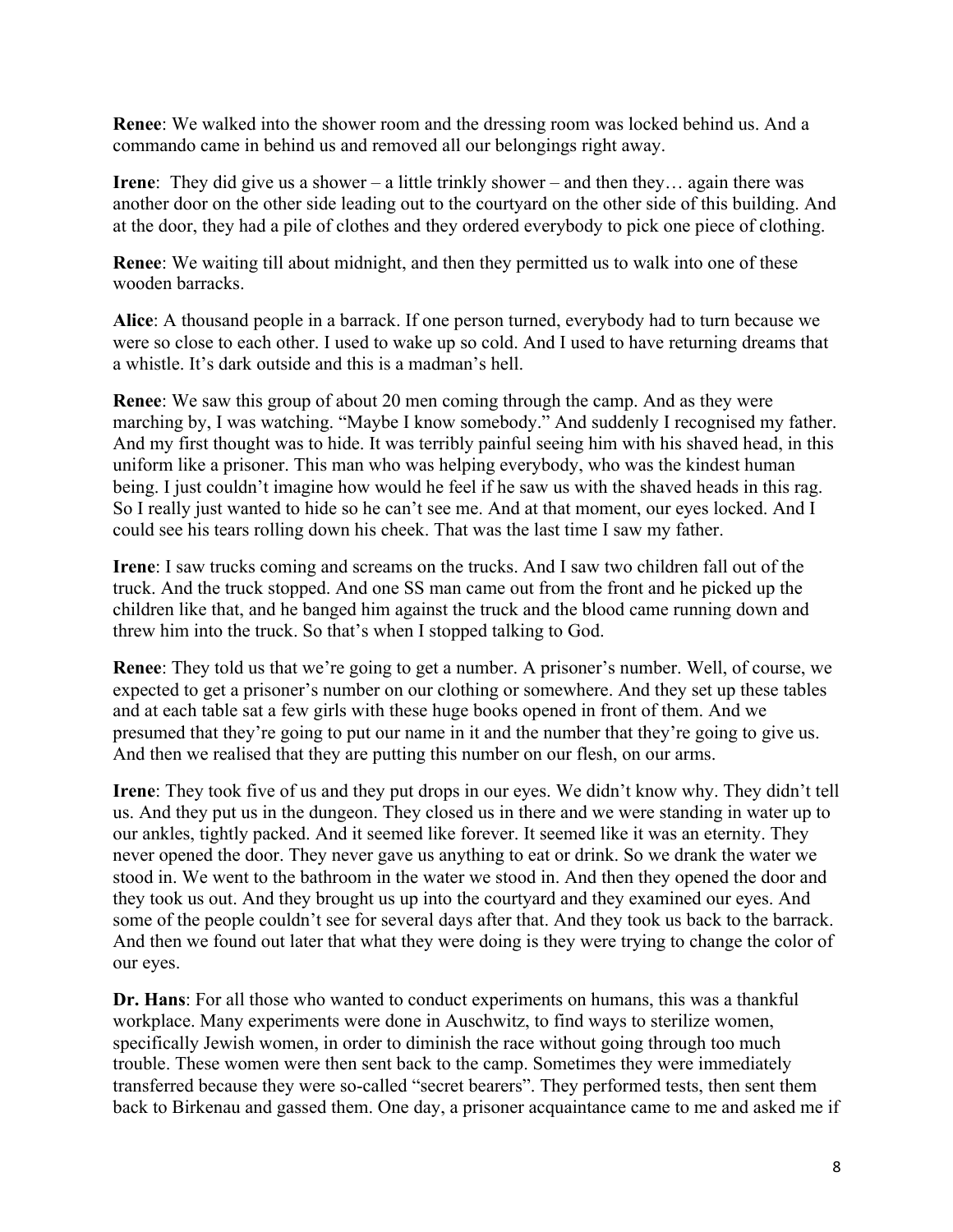**Renee**: We walked into the shower room and the dressing room was locked behind us. And a commando came in behind us and removed all our belongings right away.

**Irene**: They did give us a shower – a little trinkly shower – and then they… again there was another door on the other side leading out to the courtyard on the other side of this building. And at the door, they had a pile of clothes and they ordered everybody to pick one piece of clothing.

**Renee**: We waiting till about midnight, and then they permitted us to walk into one of these wooden barracks.

**Alice**: A thousand people in a barrack. If one person turned, everybody had to turn because we were so close to each other. I used to wake up so cold. And I used to have returning dreams that a whistle. It's dark outside and this is a madman's hell.

**Renee**: We saw this group of about 20 men coming through the camp. And as they were marching by, I was watching. "Maybe I know somebody." And suddenly I recognised my father. And my first thought was to hide. It was terribly painful seeing him with his shaved head, in this uniform like a prisoner. This man who was helping everybody, who was the kindest human being. I just couldn't imagine how would he feel if he saw us with the shaved heads in this rag. So I really just wanted to hide so he can't see me. And at that moment, our eyes locked. And I could see his tears rolling down his cheek. That was the last time I saw my father.

**Irene**: I saw trucks coming and screams on the trucks. And I saw two children fall out of the truck. And the truck stopped. And one SS man came out from the front and he picked up the children like that, and he banged him against the truck and the blood came running down and threw him into the truck. So that's when I stopped talking to God.

**Renee**: They told us that we're going to get a number. A prisoner's number. Well, of course, we expected to get a prisoner's number on our clothing or somewhere. And they set up these tables and at each table sat a few girls with these huge books opened in front of them. And we presumed that they're going to put our name in it and the number that they're going to give us. And then we realised that they are putting this number on our flesh, on our arms.

**Irene**: They took five of us and they put drops in our eyes. We didn't know why. They didn't tell us. And they put us in the dungeon. They closed us in there and we were standing in water up to our ankles, tightly packed. And it seemed like forever. It seemed like it was an eternity. They never opened the door. They never gave us anything to eat or drink. So we drank the water we stood in. We went to the bathroom in the water we stood in. And then they opened the door and they took us out. And they brought us up into the courtyard and they examined our eyes. And some of the people couldn't see for several days after that. And they took us back to the barrack. And then we found out later that what they were doing is they were trying to change the color of our eyes.

**Dr. Hans**: For all those who wanted to conduct experiments on humans, this was a thankful workplace. Many experiments were done in Auschwitz, to find ways to sterilize women, specifically Jewish women, in order to diminish the race without going through too much trouble. These women were then sent back to the camp. Sometimes they were immediately transferred because they were so-called "secret bearers". They performed tests, then sent them back to Birkenau and gassed them. One day, a prisoner acquaintance came to me and asked me if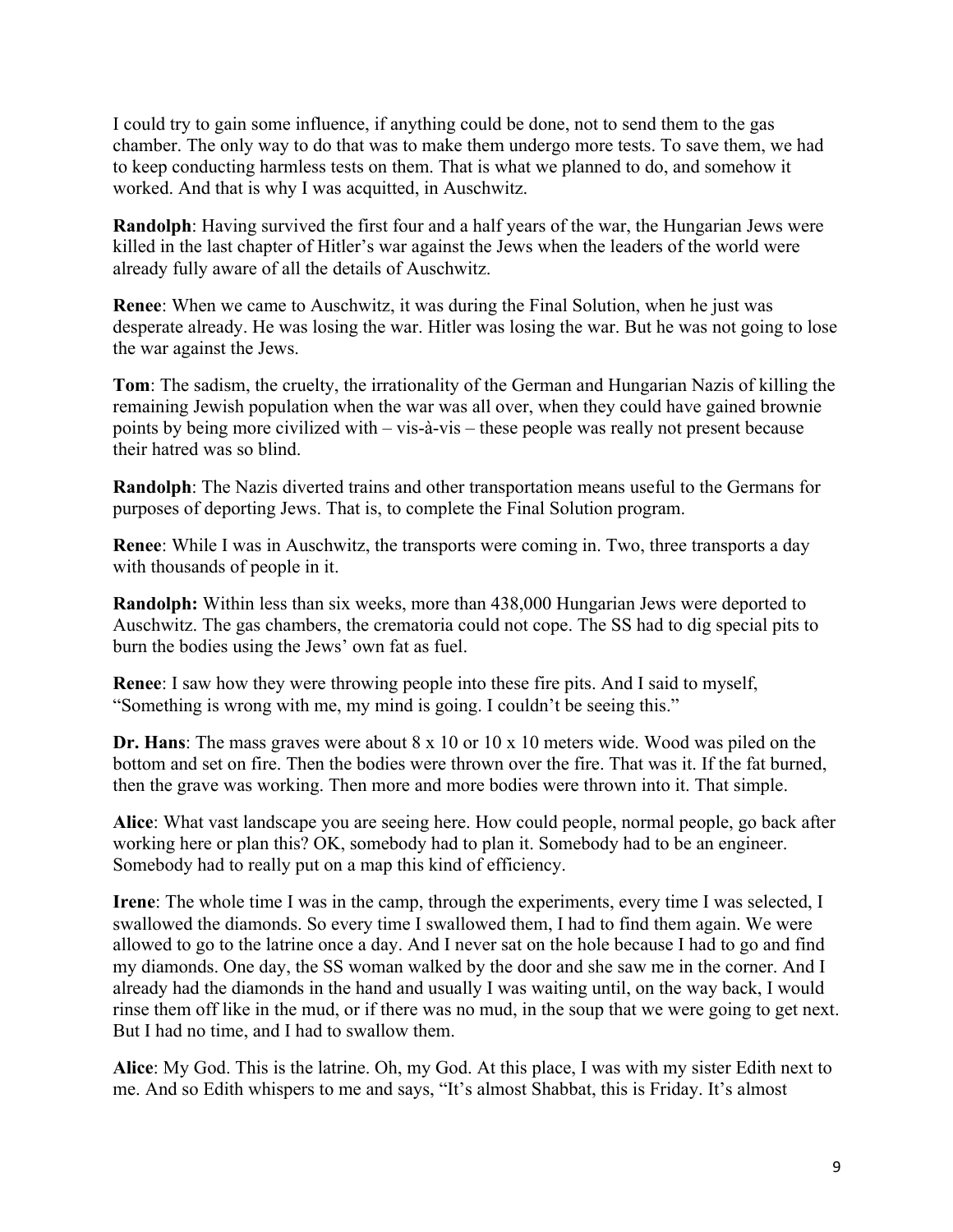I could try to gain some influence, if anything could be done, not to send them to the gas chamber. The only way to do that was to make them undergo more tests. To save them, we had to keep conducting harmless tests on them. That is what we planned to do, and somehow it worked. And that is why I was acquitted, in Auschwitz.

**Randolph**: Having survived the first four and a half years of the war, the Hungarian Jews were killed in the last chapter of Hitler's war against the Jews when the leaders of the world were already fully aware of all the details of Auschwitz.

**Renee**: When we came to Auschwitz, it was during the Final Solution, when he just was desperate already. He was losing the war. Hitler was losing the war. But he was not going to lose the war against the Jews.

**Tom**: The sadism, the cruelty, the irrationality of the German and Hungarian Nazis of killing the remaining Jewish population when the war was all over, when they could have gained brownie points by being more civilized with – vis-à-vis – these people was really not present because their hatred was so blind.

**Randolph**: The Nazis diverted trains and other transportation means useful to the Germans for purposes of deporting Jews. That is, to complete the Final Solution program.

**Renee**: While I was in Auschwitz, the transports were coming in. Two, three transports a day with thousands of people in it.

**Randolph:** Within less than six weeks, more than 438,000 Hungarian Jews were deported to Auschwitz. The gas chambers, the crematoria could not cope. The SS had to dig special pits to burn the bodies using the Jews' own fat as fuel.

**Renee**: I saw how they were throwing people into these fire pits. And I said to myself, "Something is wrong with me, my mind is going. I couldn't be seeing this."

**Dr. Hans**: The mass graves were about 8 x 10 or 10 x 10 meters wide. Wood was piled on the bottom and set on fire. Then the bodies were thrown over the fire. That was it. If the fat burned, then the grave was working. Then more and more bodies were thrown into it. That simple.

**Alice**: What vast landscape you are seeing here. How could people, normal people, go back after working here or plan this? OK, somebody had to plan it. Somebody had to be an engineer. Somebody had to really put on a map this kind of efficiency.

**Irene**: The whole time I was in the camp, through the experiments, every time I was selected, I swallowed the diamonds. So every time I swallowed them, I had to find them again. We were allowed to go to the latrine once a day. And I never sat on the hole because I had to go and find my diamonds. One day, the SS woman walked by the door and she saw me in the corner. And I already had the diamonds in the hand and usually I was waiting until, on the way back, I would rinse them off like in the mud, or if there was no mud, in the soup that we were going to get next. But I had no time, and I had to swallow them.

**Alice**: My God. This is the latrine. Oh, my God. At this place, I was with my sister Edith next to me. And so Edith whispers to me and says, "It's almost Shabbat, this is Friday. It's almost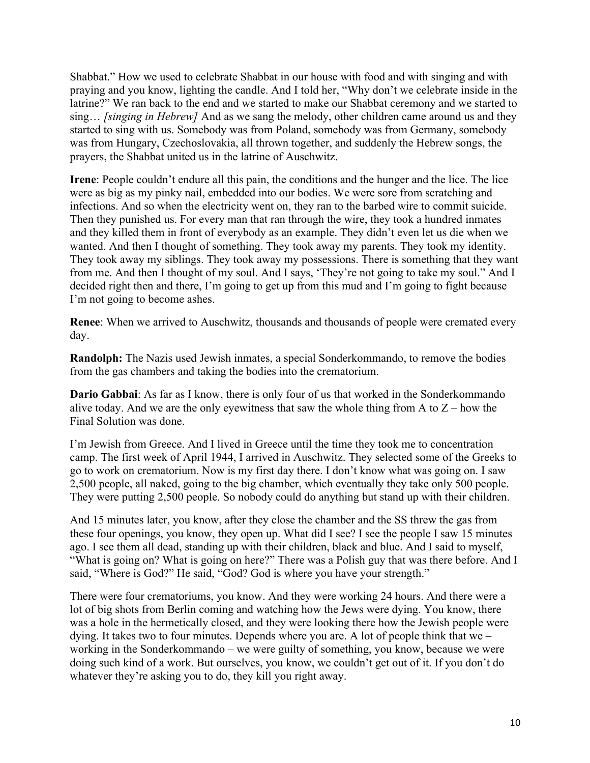Shabbat." How we used to celebrate Shabbat in our house with food and with singing and with praying and you know, lighting the candle. And I told her, "Why don't we celebrate inside in the latrine?" We ran back to the end and we started to make our Shabbat ceremony and we started to sing… *[singing in Hebrew]* And as we sang the melody, other children came around us and they started to sing with us. Somebody was from Poland, somebody was from Germany, somebody was from Hungary, Czechoslovakia, all thrown together, and suddenly the Hebrew songs, the prayers, the Shabbat united us in the latrine of Auschwitz.

**Irene**: People couldn't endure all this pain, the conditions and the hunger and the lice. The lice were as big as my pinky nail, embedded into our bodies. We were sore from scratching and infections. And so when the electricity went on, they ran to the barbed wire to commit suicide. Then they punished us. For every man that ran through the wire, they took a hundred inmates and they killed them in front of everybody as an example. They didn't even let us die when we wanted. And then I thought of something. They took away my parents. They took my identity. They took away my siblings. They took away my possessions. There is something that they want from me. And then I thought of my soul. And I says, 'They're not going to take my soul." And I decided right then and there, I'm going to get up from this mud and I'm going to fight because I'm not going to become ashes.

**Renee**: When we arrived to Auschwitz, thousands and thousands of people were cremated every day.

**Randolph:** The Nazis used Jewish inmates, a special Sonderkommando, to remove the bodies from the gas chambers and taking the bodies into the crematorium.

**Dario Gabbai**: As far as I know, there is only four of us that worked in the Sonderkommando alive today. And we are the only eyewitness that saw the whole thing from A to Z – how the Final Solution was done.

I'm Jewish from Greece. And I lived in Greece until the time they took me to concentration camp. The first week of April 1944, I arrived in Auschwitz. They selected some of the Greeks to go to work on crematorium. Now is my first day there. I don't know what was going on. I saw 2,500 people, all naked, going to the big chamber, which eventually they take only 500 people. They were putting 2,500 people. So nobody could do anything but stand up with their children.

And 15 minutes later, you know, after they close the chamber and the SS threw the gas from these four openings, you know, they open up. What did I see? I see the people I saw 15 minutes ago. I see them all dead, standing up with their children, black and blue. And I said to myself, "What is going on? What is going on here?" There was a Polish guy that was there before. And I said, "Where is God?" He said, "God? God is where you have your strength."

There were four crematoriums, you know. And they were working 24 hours. And there were a lot of big shots from Berlin coming and watching how the Jews were dying. You know, there was a hole in the hermetically closed, and they were looking there how the Jewish people were dying. It takes two to four minutes. Depends where you are. A lot of people think that we – working in the Sonderkommando – we were guilty of something, you know, because we were doing such kind of a work. But ourselves, you know, we couldn't get out of it. If you don't do whatever they're asking you to do, they kill you right away.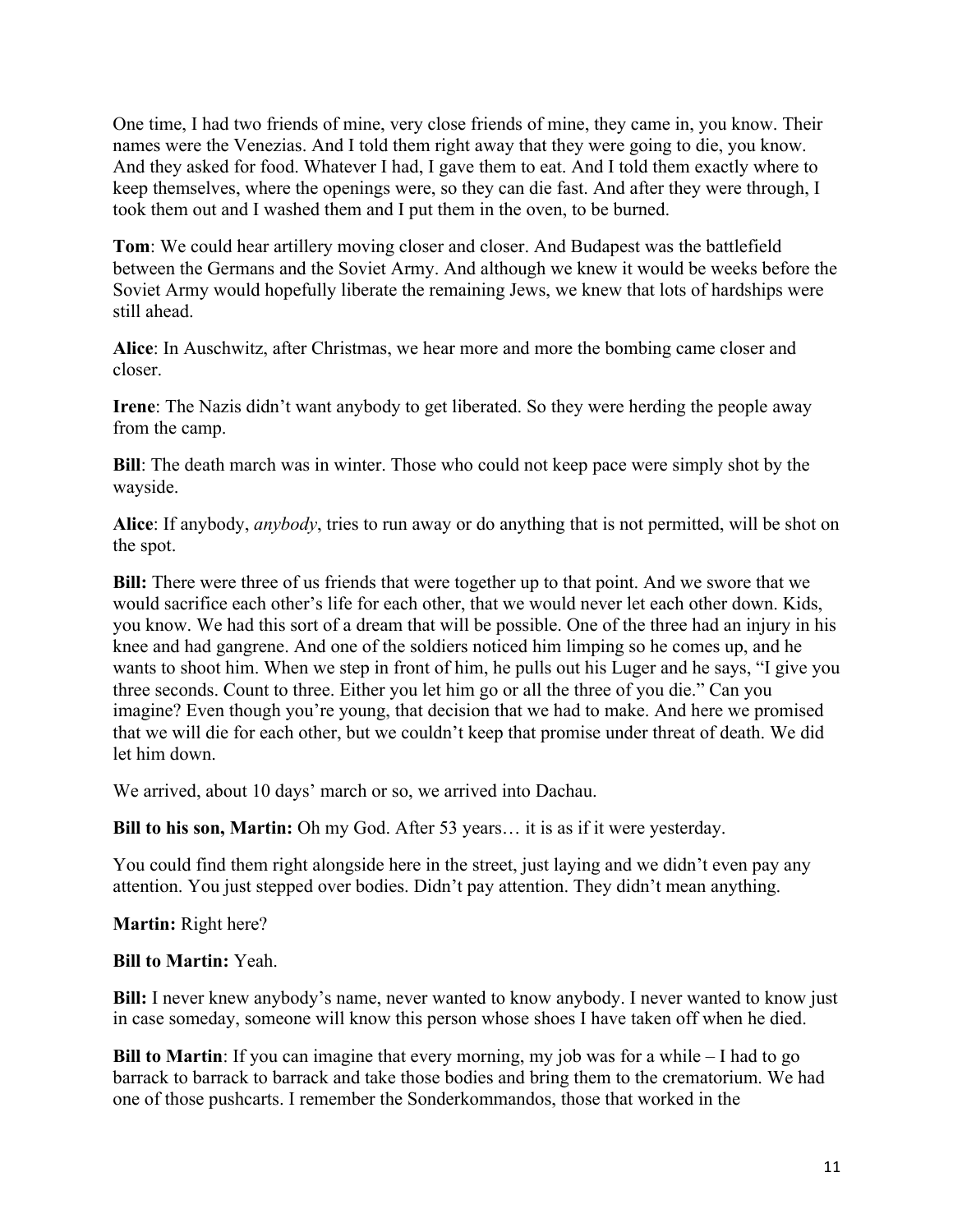One time, I had two friends of mine, very close friends of mine, they came in, you know. Their names were the Venezias. And I told them right away that they were going to die, you know. And they asked for food. Whatever I had, I gave them to eat. And I told them exactly where to keep themselves, where the openings were, so they can die fast. And after they were through, I took them out and I washed them and I put them in the oven, to be burned.

**Tom**: We could hear artillery moving closer and closer. And Budapest was the battlefield between the Germans and the Soviet Army. And although we knew it would be weeks before the Soviet Army would hopefully liberate the remaining Jews, we knew that lots of hardships were still ahead.

**Alice**: In Auschwitz, after Christmas, we hear more and more the bombing came closer and closer.

**Irene**: The Nazis didn't want anybody to get liberated. So they were herding the people away from the camp.

**Bill**: The death march was in winter. Those who could not keep pace were simply shot by the wayside.

**Alice**: If anybody, *anybody*, tries to run away or do anything that is not permitted, will be shot on the spot.

**Bill:** There were three of us friends that were together up to that point. And we swore that we would sacrifice each other's life for each other, that we would never let each other down. Kids, you know. We had this sort of a dream that will be possible. One of the three had an injury in his knee and had gangrene. And one of the soldiers noticed him limping so he comes up, and he wants to shoot him. When we step in front of him, he pulls out his Luger and he says, "I give you three seconds. Count to three. Either you let him go or all the three of you die." Can you imagine? Even though you're young, that decision that we had to make. And here we promised that we will die for each other, but we couldn't keep that promise under threat of death. We did let him down.

We arrived, about 10 days' march or so, we arrived into Dachau.

**Bill to his son, Martin:** Oh my God. After 53 years… it is as if it were yesterday.

You could find them right alongside here in the street, just laying and we didn't even pay any attention. You just stepped over bodies. Didn't pay attention. They didn't mean anything.

**Martin:** Right here?

**Bill to Martin:** Yeah.

**Bill:** I never knew anybody's name, never wanted to know anybody. I never wanted to know just in case someday, someone will know this person whose shoes I have taken off when he died.

**Bill to Martin**: If you can imagine that every morning, my job was for a while – I had to go barrack to barrack to barrack and take those bodies and bring them to the crematorium. We had one of those pushcarts. I remember the Sonderkommandos, those that worked in the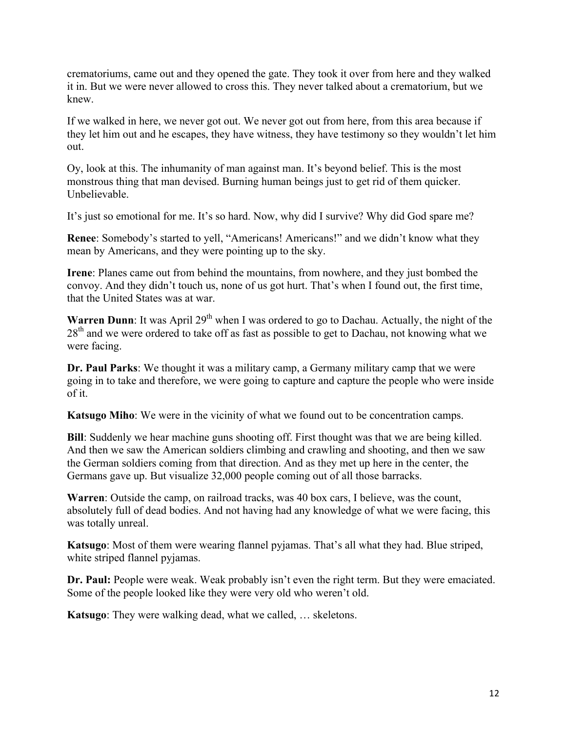crematoriums, came out and they opened the gate. They took it over from here and they walked it in. But we were never allowed to cross this. They never talked about a crematorium, but we knew.

If we walked in here, we never got out. We never got out from here, from this area because if they let him out and he escapes, they have witness, they have testimony so they wouldn't let him out.

Oy, look at this. The inhumanity of man against man. It's beyond belief. This is the most monstrous thing that man devised. Burning human beings just to get rid of them quicker. Unbelievable.

It's just so emotional for me. It's so hard. Now, why did I survive? Why did God spare me?

**Renee**: Somebody's started to yell, "Americans! Americans!" and we didn't know what they mean by Americans, and they were pointing up to the sky.

**Irene**: Planes came out from behind the mountains, from nowhere, and they just bombed the convoy. And they didn't touch us, none of us got hurt. That's when I found out, the first time, that the United States was at war.

**Warren Dunn**: It was April 29th when I was ordered to go to Dachau. Actually, the night of the 28th and we were ordered to take off as fast as possible to get to Dachau, not knowing what we were facing.

**Dr. Paul Parks**: We thought it was a military camp, a Germany military camp that we were going in to take and therefore, we were going to capture and capture the people who were inside of it.

**Katsugo Miho**: We were in the vicinity of what we found out to be concentration camps.

**Bill**: Suddenly we hear machine guns shooting off. First thought was that we are being killed. And then we saw the American soldiers climbing and crawling and shooting, and then we saw the German soldiers coming from that direction. And as they met up here in the center, the Germans gave up. But visualize 32,000 people coming out of all those barracks.

**Warren**: Outside the camp, on railroad tracks, was 40 box cars, I believe, was the count, absolutely full of dead bodies. And not having had any knowledge of what we were facing, this was totally unreal.

**Katsugo**: Most of them were wearing flannel pyjamas. That's all what they had. Blue striped, white striped flannel pyjamas.

**Dr. Paul:** People were weak. Weak probably isn't even the right term. But they were emaciated. Some of the people looked like they were very old who weren't old.

**Katsugo**: They were walking dead, what we called, … skeletons.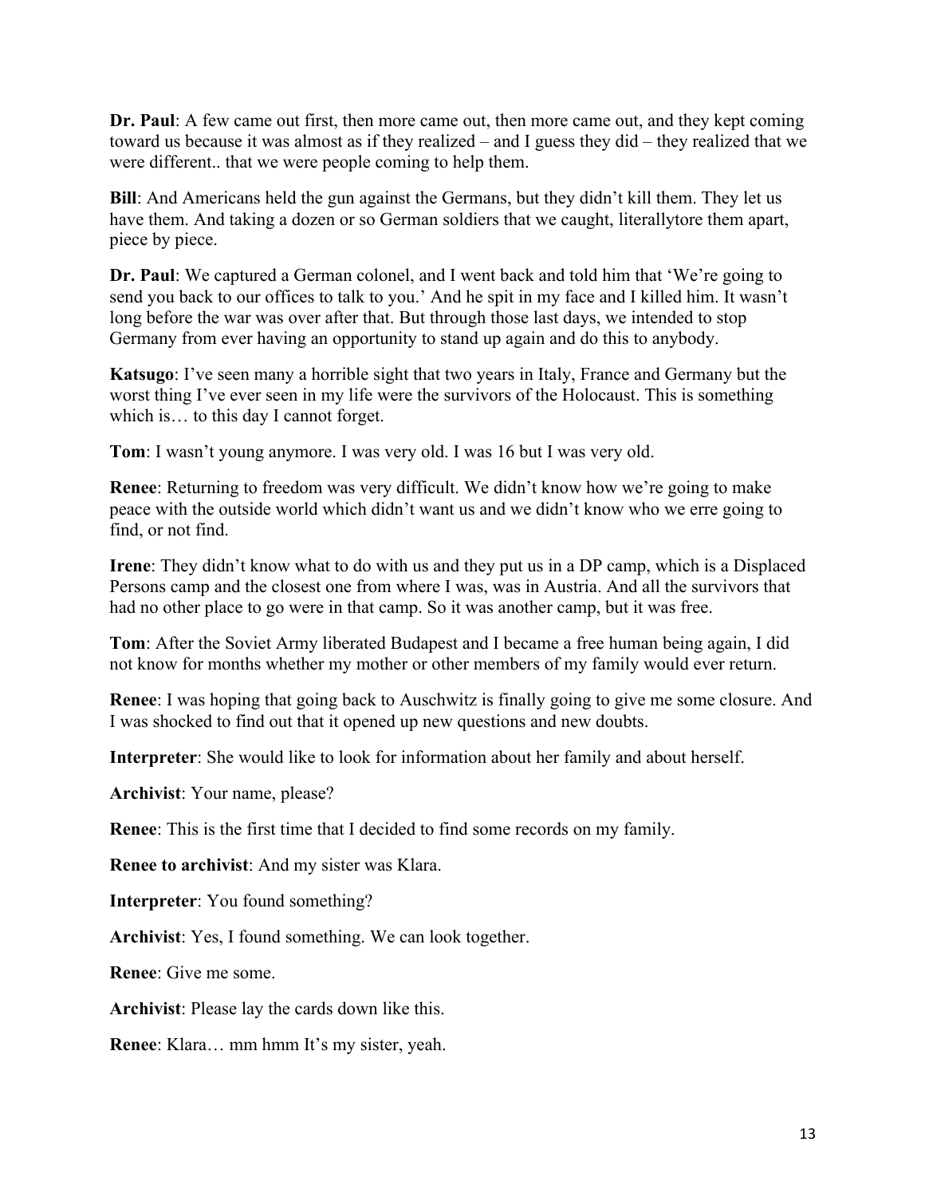**Dr. Paul**: A few came out first, then more came out, then more came out, and they kept coming toward us because it was almost as if they realized – and I guess they did – they realized that we were different.. that we were people coming to help them.

**Bill**: And Americans held the gun against the Germans, but they didn't kill them. They let us have them. And taking a dozen or so German soldiers that we caught, literallytore them apart, piece by piece.

**Dr. Paul**: We captured a German colonel, and I went back and told him that 'We're going to send you back to our offices to talk to you.' And he spit in my face and I killed him. It wasn't long before the war was over after that. But through those last days, we intended to stop Germany from ever having an opportunity to stand up again and do this to anybody.

**Katsugo**: I've seen many a horrible sight that two years in Italy, France and Germany but the worst thing I've ever seen in my life were the survivors of the Holocaust. This is something which is… to this day I cannot forget.

**Tom**: I wasn't young anymore. I was very old. I was 16 but I was very old.

**Renee**: Returning to freedom was very difficult. We didn't know how we're going to make peace with the outside world which didn't want us and we didn't know who we erre going to find, or not find.

**Irene**: They didn't know what to do with us and they put us in a DP camp, which is a Displaced Persons camp and the closest one from where I was, was in Austria. And all the survivors that had no other place to go were in that camp. So it was another camp, but it was free.

**Tom**: After the Soviet Army liberated Budapest and I became a free human being again, I did not know for months whether my mother or other members of my family would ever return.

**Renee**: I was hoping that going back to Auschwitz is finally going to give me some closure. And I was shocked to find out that it opened up new questions and new doubts.

**Interpreter**: She would like to look for information about her family and about herself.

**Archivist**: Your name, please?

**Renee**: This is the first time that I decided to find some records on my family.

**Renee to archivist**: And my sister was Klara.

**Interpreter**: You found something?

**Archivist**: Yes, I found something. We can look together.

**Renee**: Give me some.

**Archivist**: Please lay the cards down like this.

**Renee**: Klara… mm hmm It's my sister, yeah.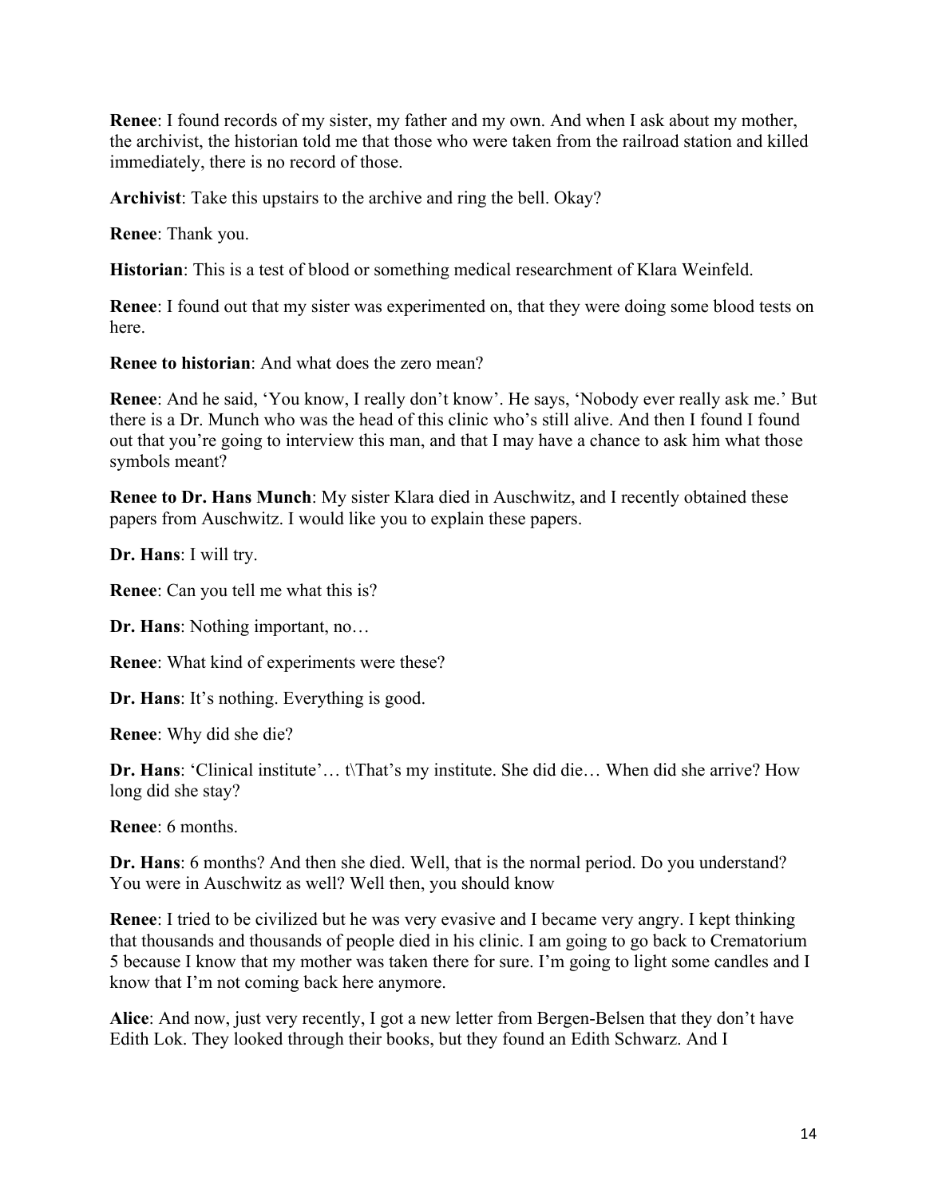**Renee**: I found records of my sister, my father and my own. And when I ask about my mother, the archivist, the historian told me that those who were taken from the railroad station and killed immediately, there is no record of those.

**Archivist**: Take this upstairs to the archive and ring the bell. Okay?

**Renee**: Thank you.

**Historian**: This is a test of blood or something medical researchment of Klara Weinfeld.

**Renee**: I found out that my sister was experimented on, that they were doing some blood tests on here.

**Renee to historian**: And what does the zero mean?

**Renee**: And he said, 'You know, I really don't know'. He says, 'Nobody ever really ask me.' But there is a Dr. Munch who was the head of this clinic who's still alive. And then I found I found out that you're going to interview this man, and that I may have a chance to ask him what those symbols meant?

**Renee to Dr. Hans Munch**: My sister Klara died in Auschwitz, and I recently obtained these papers from Auschwitz. I would like you to explain these papers.

**Dr. Hans**: I will try.

**Renee**: Can you tell me what this is?

**Dr. Hans**: Nothing important, no…

**Renee**: What kind of experiments were these?

**Dr. Hans**: It's nothing. Everything is good.

**Renee**: Why did she die?

**Dr. Hans**: 'Clinical institute'… t\That's my institute. She did die… When did she arrive? How long did she stay?

**Renee**: 6 months.

**Dr. Hans**: 6 months? And then she died. Well, that is the normal period. Do you understand? You were in Auschwitz as well? Well then, you should know

**Renee**: I tried to be civilized but he was very evasive and I became very angry. I kept thinking that thousands and thousands of people died in his clinic. I am going to go back to Crematorium 5 because I know that my mother was taken there for sure. I'm going to light some candles and I know that I'm not coming back here anymore.

**Alice**: And now, just very recently, I got a new letter from Bergen-Belsen that they don't have Edith Lok. They looked through their books, but they found an Edith Schwarz. And I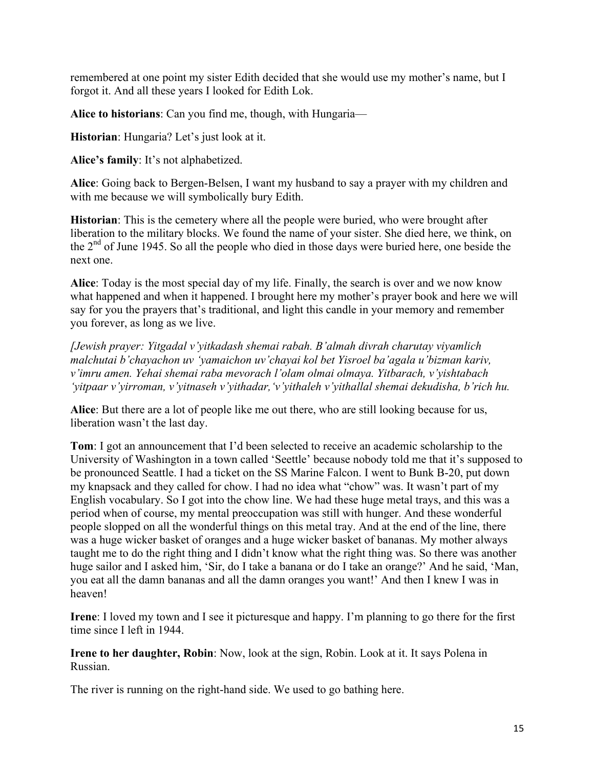remembered at one point my sister Edith decided that she would use my mother's name, but I forgot it. And all these years I looked for Edith Lok.

**Alice to historians**: Can you find me, though, with Hungaria—

**Historian**: Hungaria? Let's just look at it.

**Alice's family**: It's not alphabetized.

**Alice**: Going back to Bergen-Belsen, I want my husband to say a prayer with my children and with me because we will symbolically bury Edith.

**Historian**: This is the cemetery where all the people were buried, who were brought after liberation to the military blocks. We found the name of your sister. She died here, we think, on the 2nd of June 1945. So all the people who died in those days were buried here, one beside the next one.

**Alice**: Today is the most special day of my life. Finally, the search is over and we now know what happened and when it happened. I brought here my mother's prayer book and here we will say for you the prayers that's traditional, and light this candle in your memory and remember you forever, as long as we live.

*[Jewish prayer: Yitgadal v'yitkadash shemai rabah. B'almah divrah charutay viyamlich malchutai b'chayachon uv 'yamaichon uv'chayai kol bet Yisroel ba'agala u'bizman kariv, v'imru amen. Yehai shemai raba mevorach l'olam olmai olmaya. Yitbarach, v'yishtabach 'yitpaar v'yirroman, v'yitnaseh v'yithadar,'v'yithaleh v'yithallal shemai dekudisha, b'rich hu.*

**Alice**: But there are a lot of people like me out there, who are still looking because for us, liberation wasn't the last day.

**Tom**: I got an announcement that I'd been selected to receive an academic scholarship to the University of Washington in a town called 'Seettle' because nobody told me that it's supposed to be pronounced Seattle. I had a ticket on the SS Marine Falcon. I went to Bunk B-20, put down my knapsack and they called for chow. I had no idea what "chow" was. It wasn't part of my English vocabulary. So I got into the chow line. We had these huge metal trays, and this was a period when of course, my mental preoccupation was still with hunger. And these wonderful people slopped on all the wonderful things on this metal tray. And at the end of the line, there was a huge wicker basket of oranges and a huge wicker basket of bananas. My mother always taught me to do the right thing and I didn't know what the right thing was. So there was another huge sailor and I asked him, 'Sir, do I take a banana or do I take an orange?' And he said, 'Man, you eat all the damn bananas and all the damn oranges you want!' And then I knew I was in heaven!

**Irene**: I loved my town and I see it picturesque and happy. I'm planning to go there for the first time since I left in 1944.

**Irene to her daughter, Robin**: Now, look at the sign, Robin. Look at it. It says Polena in Russian.

The river is running on the right-hand side. We used to go bathing here.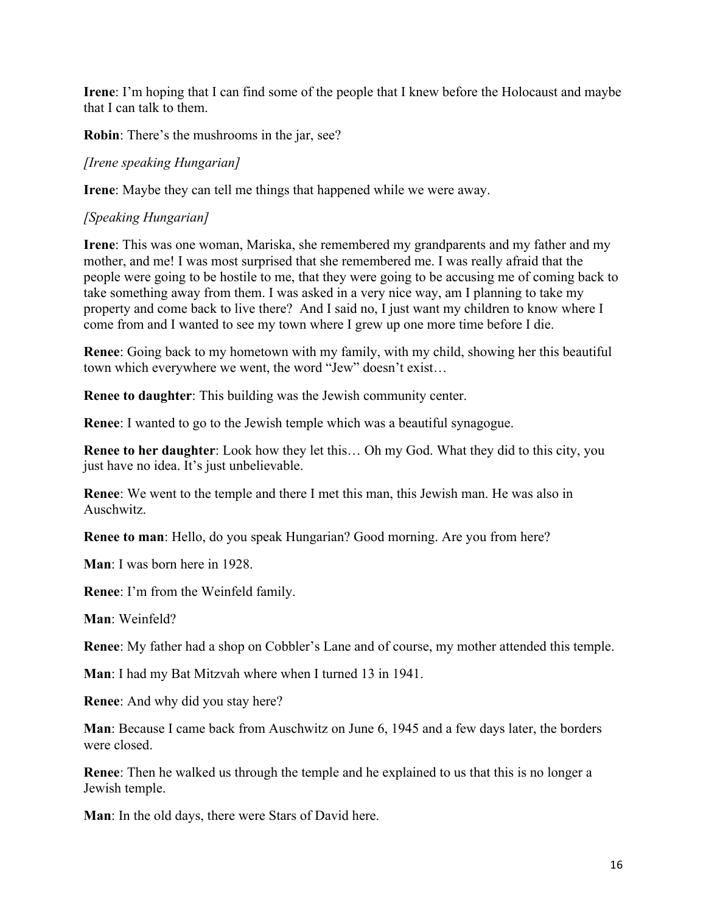**Irene**: I'm hoping that I can find some of the people that I knew before the Holocaust and maybe that I can talk to them.

**Robin**: There's the mushrooms in the jar, see?

*[Irene speaking Hungarian]*

**Irene**: Maybe they can tell me things that happened while we were away.

*[Speaking Hungarian]*

**Irene**: This was one woman, Mariska, she remembered my grandparents and my father and my mother, and me! I was most surprised that she remembered me. I was really afraid that the people were going to be hostile to me, that they were going to be accusing me of coming back to take something away from them. I was asked in a very nice way, am I planning to take my property and come back to live there? And I said no, I just want my children to know where I come from and I wanted to see my town where I grew up one more time before I die.

**Renee**: Going back to my hometown with my family, with my child, showing her this beautiful town which everywhere we went, the word "Jew" doesn't exist…

**Renee to daughter**: This building was the Jewish community center.

**Renee**: I wanted to go to the Jewish temple which was a beautiful synagogue.

**Renee to her daughter**: Look how they let this… Oh my God. What they did to this city, you just have no idea. It's just unbelievable.

**Renee**: We went to the temple and there I met this man, this Jewish man. He was also in Auschwitz.

**Renee to man**: Hello, do you speak Hungarian? Good morning. Are you from here?

**Man**: I was born here in 1928.

**Renee**: I'm from the Weinfeld family.

**Man**: Weinfeld?

**Renee**: My father had a shop on Cobbler's Lane and of course, my mother attended this temple.

**Man**: I had my Bat Mitzvah where when I turned 13 in 1941.

**Renee**: And why did you stay here?

**Man**: Because I came back from Auschwitz on June 6, 1945 and a few days later, the borders were closed.

**Renee**: Then he walked us through the temple and he explained to us that this is no longer a Jewish temple.

**Man**: In the old days, there were Stars of David here.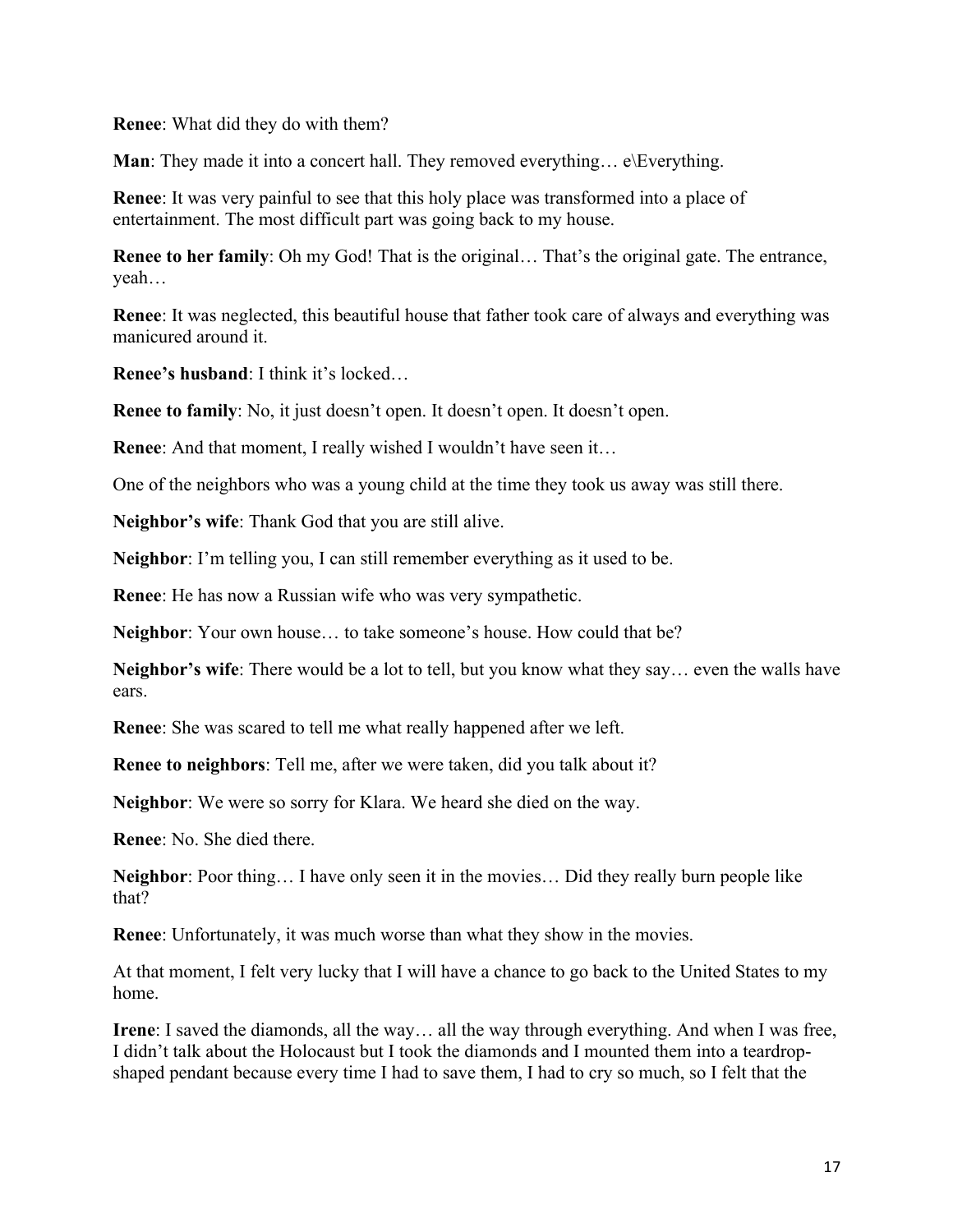**Renee**: What did they do with them?

**Man**: They made it into a concert hall. They removed everything… e\Everything.

**Renee**: It was very painful to see that this holy place was transformed into a place of entertainment. The most difficult part was going back to my house.

**Renee to her family**: Oh my God! That is the original… That's the original gate. The entrance, yeah…

**Renee**: It was neglected, this beautiful house that father took care of always and everything was manicured around it.

**Renee's husband**: I think it's locked…

**Renee to family**: No, it just doesn't open. It doesn't open. It doesn't open.

**Renee**: And that moment, I really wished I wouldn't have seen it…

One of the neighbors who was a young child at the time they took us away was still there.

**Neighbor's wife**: Thank God that you are still alive.

**Neighbor**: I'm telling you, I can still remember everything as it used to be.

**Renee**: He has now a Russian wife who was very sympathetic.

**Neighbor**: Your own house… to take someone's house. How could that be?

**Neighbor's wife**: There would be a lot to tell, but you know what they say… even the walls have ears.

**Renee**: She was scared to tell me what really happened after we left.

**Renee to neighbors**: Tell me, after we were taken, did you talk about it?

**Neighbor**: We were so sorry for Klara. We heard she died on the way.

**Renee**: No. She died there.

**Neighbor**: Poor thing… I have only seen it in the movies… Did they really burn people like that?

**Renee**: Unfortunately, it was much worse than what they show in the movies.

At that moment, I felt very lucky that I will have a chance to go back to the United States to my home.

**Irene**: I saved the diamonds, all the way… all the way through everything. And when I was free, I didn't talk about the Holocaust but I took the diamonds and I mounted them into a teardrop-shaped pendant because every time I had to save them, I had to cry so much, so I felt that the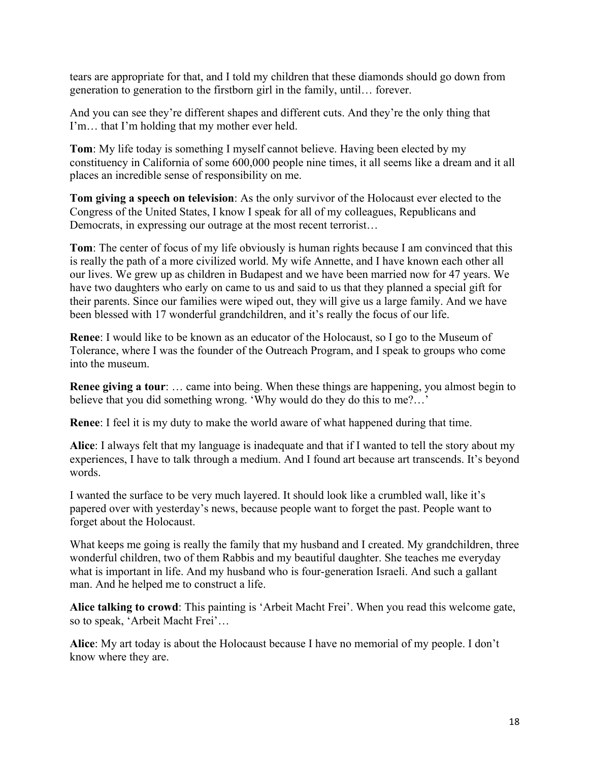tears are appropriate for that, and I told my children that these diamonds should go down from generation to generation to the firstborn girl in the family, until… forever.

And you can see they're different shapes and different cuts. And they're the only thing that I'm… that I'm holding that my mother ever held.

**Tom**: My life today is something I myself cannot believe. Having been elected by my constituency in California of some 600,000 people nine times, it all seems like a dream and it all places an incredible sense of responsibility on me.

**Tom giving a speech on television**: As the only survivor of the Holocaust ever elected to the Congress of the United States, I know I speak for all of my colleagues, Republicans and Democrats, in expressing our outrage at the most recent terrorist…

**Tom**: The center of focus of my life obviously is human rights because I am convinced that this is really the path of a more civilized world. My wife Annette, and I have known each other all our lives. We grew up as children in Budapest and we have been married now for 47 years. We have two daughters who early on came to us and said to us that they planned a special gift for their parents. Since our families were wiped out, they will give us a large family. And we have been blessed with 17 wonderful grandchildren, and it's really the focus of our life.

**Renee**: I would like to be known as an educator of the Holocaust, so I go to the Museum of Tolerance, where I was the founder of the Outreach Program, and I speak to groups who come into the museum.

**Renee giving a tour**: … came into being. When these things are happening, you almost begin to believe that you did something wrong. 'Why would do they do this to me?…'

**Renee**: I feel it is my duty to make the world aware of what happened during that time.

**Alice**: I always felt that my language is inadequate and that if I wanted to tell the story about my experiences, I have to talk through a medium. And I found art because art transcends. It's beyond words.

I wanted the surface to be very much layered. It should look like a crumbled wall, like it's papered over with yesterday's news, because people want to forget the past. People want to forget about the Holocaust.

What keeps me going is really the family that my husband and I created. My grandchildren, three wonderful children, two of them Rabbis and my beautiful daughter. She teaches me everyday what is important in life. And my husband who is four-generation Israeli. And such a gallant man. And he helped me to construct a life.

**Alice talking to crowd**: This painting is 'Arbeit Macht Frei'. When you read this welcome gate, so to speak, 'Arbeit Macht Frei'…

**Alice**: My art today is about the Holocaust because I have no memorial of my people. I don't know where they are.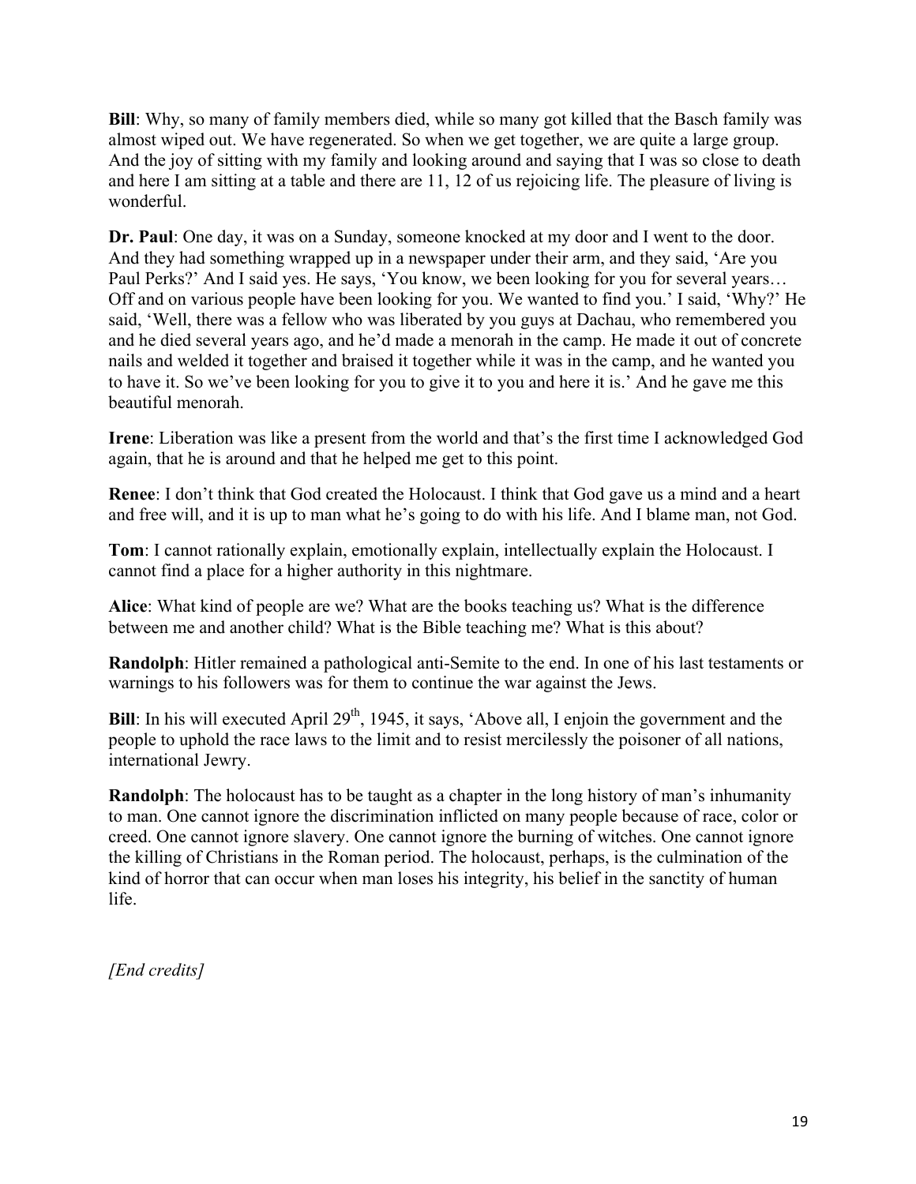**Bill**: Why, so many of family members died, while so many got killed that the Basch family was almost wiped out. We have regenerated. So when we get together, we are quite a large group. And the joy of sitting with my family and looking around and saying that I was so close to death and here I am sitting at a table and there are 11, 12 of us rejoicing life. The pleasure of living is wonderful.

**Dr. Paul**: One day, it was on a Sunday, someone knocked at my door and I went to the door. And they had something wrapped up in a newspaper under their arm, and they said, 'Are you Paul Perks?' And I said yes. He says, 'You know, we been looking for you for several years… Off and on various people have been looking for you. We wanted to find you.' I said, 'Why?' He said, 'Well, there was a fellow who was liberated by you guys at Dachau, who remembered you and he died several years ago, and he'd made a menorah in the camp. He made it out of concrete nails and welded it together and braised it together while it was in the camp, and he wanted you to have it. So we've been looking for you to give it to you and here it is.' And he gave me this beautiful menorah.

**Irene**: Liberation was like a present from the world and that's the first time I acknowledged God again, that he is around and that he helped me get to this point.

**Renee**: I don't think that God created the Holocaust. I think that God gave us a mind and a heart and free will, and it is up to man what he's going to do with his life. And I blame man, not God.

**Tom**: I cannot rationally explain, emotionally explain, intellectually explain the Holocaust. I cannot find a place for a higher authority in this nightmare.

**Alice**: What kind of people are we? What are the books teaching us? What is the difference between me and another child? What is the Bible teaching me? What is this about?

**Randolph**: Hitler remained a pathological anti-Semite to the end. In one of his last testaments or warnings to his followers was for them to continue the war against the Jews.

**Bill**: In his will executed April 29th, 1945, it says, 'Above all, I enjoin the government and the people to uphold the race laws to the limit and to resist mercilessly the poisoner of all nations, international Jewry.

**Randolph**: The holocaust has to be taught as a chapter in the long history of man's inhumanity to man. One cannot ignore the discrimination inflicted on many people because of race, color or creed. One cannot ignore slavery. One cannot ignore the burning of witches. One cannot ignore the killing of Christians in the Roman period. The holocaust, perhaps, is the culmination of the kind of horror that can occur when man loses his integrity, his belief in the sanctity of human life.

*[End credits]*